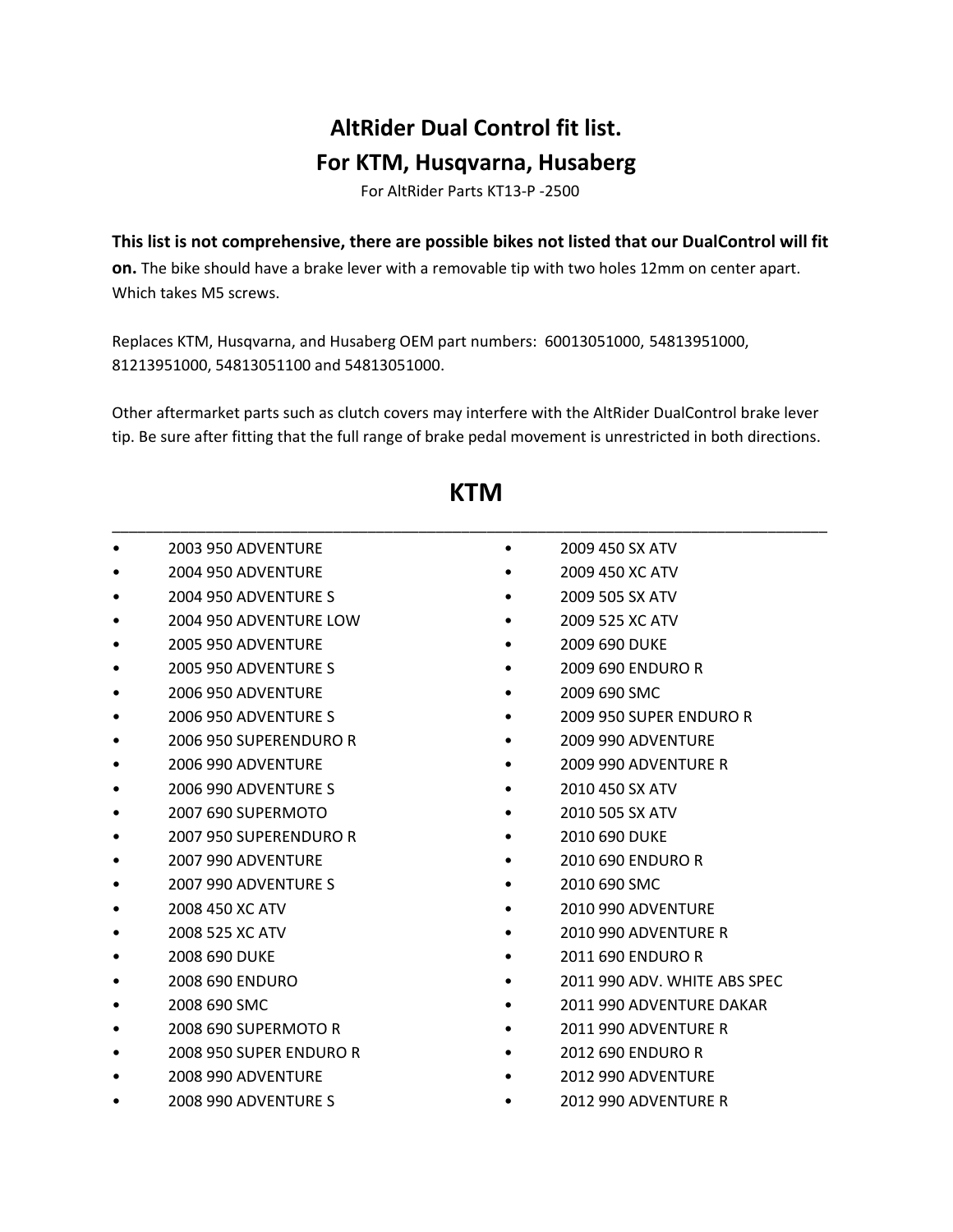# AltRider Dual Control fit list.
# For KTM, Husqvarna, Husaberg

For AltRider Parts KT13-P -2500

**This list is not comprehensive, there are possible bikes not listed that our DualControl will fit on.** The bike should have a brake lever with a removable tip with two holes 12mm on center apart. Which takes M5 screws.

Replaces KTM, Husqvarna, and Husaberg OEM part numbers: 60013051000, 54813951000, 81213951000, 54813051100 and 54813051000.

Other aftermarket parts such as clutch covers may interfere with the AltRider DualControl brake lever tip. Be sure after fitting that the full range of brake pedal movement is unrestricted in both directions.

## KTM

- 2003 950 ADVENTURE
- 2004 950 ADVENTURE
- 2004 950 ADVENTURE S
- 2004 950 ADVENTURE LOW
- 2005 950 ADVENTURE
- 2005 950 ADVENTURE S
- 2006 950 ADVENTURE
- 2006 950 ADVENTURE S
- 2006 950 SUPERENDURO R
- 2006 990 ADVENTURE
- 2006 990 ADVENTURE S
- 2007 690 SUPERMOTO
- 2007 950 SUPERENDURO R
- 2007 990 ADVENTURE
- 2007 990 ADVENTURE S
- 2008 450 XC ATV
- 2008 525 XC ATV
- 2008 690 DUKE
- 2008 690 ENDURO
- 2008 690 SMC
- 2008 690 SUPERMOTO R
- 2008 950 SUPER ENDURO R
- 2008 990 ADVENTURE
- 2008 990 ADVENTURE S
- 2009 450 SX ATV
- 2009 450 XC ATV
- 2009 505 SX ATV
- 2009 525 XC ATV
- 2009 690 DUKE
- 2009 690 ENDURO R
- 2009 690 SMC
- 2009 950 SUPER ENDURO R
- 2009 990 ADVENTURE
- 2009 990 ADVENTURE R
- 2010 450 SX ATV
- 2010 505 SX ATV
- 2010 690 DUKE
- 2010 690 ENDURO R
- 2010 690 SMC
- 2010 990 ADVENTURE
- 2010 990 ADVENTURE R
- 2011 690 ENDURO R
- 2011 990 ADV. WHITE ABS SPEC
- 2011 990 ADVENTURE DAKAR
- 2011 990 ADVENTURE R
- 2012 690 ENDURO R
- 2012 990 ADVENTURE
- 2012 990 ADVENTURE R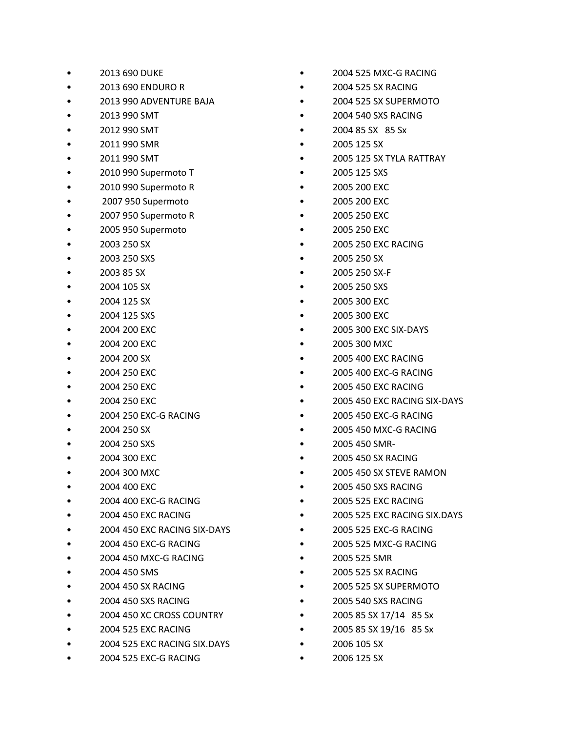- 2013 690 DUKE
- 2013 690 ENDURO R
- 2013 990 ADVENTURE BAJA
- 2013 990 SMT
- 2012 990 SMT
- 2011 990 SMR
- 2011 990 SMT
- 2010 990 Supermoto T
- 2010 990 Supermoto R
- 2007 950 Supermoto
- 2007 950 Supermoto R
- 2005 950 Supermoto
- 2003 250 SX
- 2003 250 SXS
- 2003 85 SX
- 2004 105 SX
- 2004 125 SX
- 2004 125 SXS
- 2004 200 EXC
- 2004 200 EXC
- 2004 200 SX
- 2004 250 EXC
- 2004 250 EXC
- 2004 250 EXC
- 2004 250 EXC-G RACING
- 2004 250 SX
- 2004 250 SXS
- 2004 300 EXC
- 2004 300 MXC
- 2004 400 EXC
- 2004 400 EXC-G RACING
- 2004 450 EXC RACING
- 2004 450 EXC RACING SIX-DAYS
- 2004 450 EXC-G RACING
- 2004 450 MXC-G RACING
- 2004 450 SMS
- 2004 450 SX RACING
- 2004 450 SXS RACING
- 2004 450 XC CROSS COUNTRY
- 2004 525 EXC RACING
- 2004 525 EXC RACING SIX.DAYS
- 2004 525 EXC-G RACING
- 2004 525 MXC-G RACING
- 2004 525 SX RACING
- 2004 525 SX SUPERMOTO
- 2004 540 SXS RACING
- 2004 85 SX 85 Sx
- 2005 125 SX
- 2005 125 SX TYLA RATTRAY
- 2005 125 SXS
- 2005 200 EXC
- 2005 200 EXC
- 2005 250 EXC
- 2005 250 EXC
- 2005 250 EXC RACING
- 2005 250 SX
- 2005 250 SX-F
- 2005 250 SXS
- 2005 300 EXC
- 2005 300 EXC
- 2005 300 EXC SIX-DAYS
- 2005 300 MXC
- 2005 400 EXC RACING
- 2005 400 EXC-G RACING
- 2005 450 EXC RACING
- 2005 450 EXC RACING SIX-DAYS
- 2005 450 EXC-G RACING
- 2005 450 MXC-G RACING
- 2005 450 SMR-
- 2005 450 SX RACING
- 2005 450 SX STEVE RAMON
- 2005 450 SXS RACING
- 2005 525 EXC RACING
- 2005 525 EXC RACING SIX.DAYS
- 2005 525 EXC-G RACING
- 2005 525 MXC-G RACING
- 2005 525 SMR
- 2005 525 SX RACING
- 2005 525 SX SUPERMOTO
- 2005 540 SXS RACING
- 2005 85 SX 17/14 85 Sx
- 2005 85 SX 19/16 85 Sx
- 2006 105 SX
- 2006 125 SX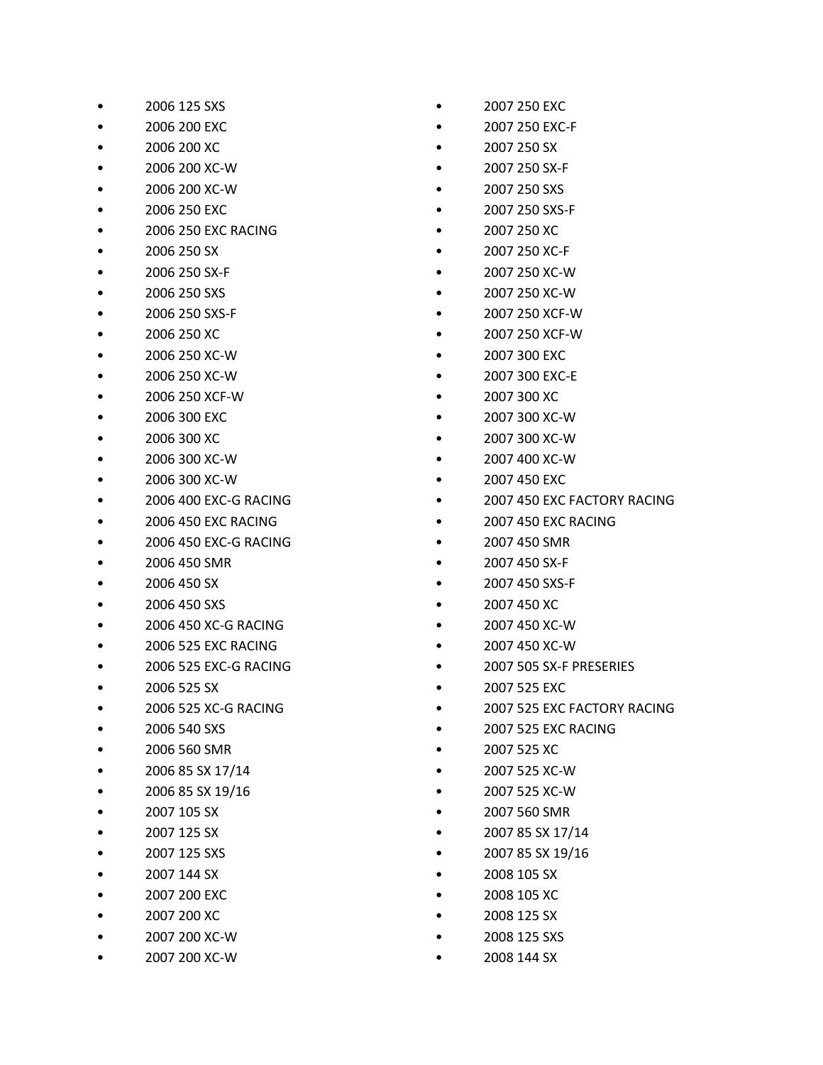- 2006 125 SXS
- 2006 200 EXC
- 2006 200 XC
- 2006 200 XC-W
- 2006 200 XC-W
- 2006 250 EXC
- 2006 250 EXC RACING
- 2006 250 SX
- 2006 250 SX-F
- 2006 250 SXS
- 2006 250 SXS-F
- 2006 250 XC
- 2006 250 XC-W
- 2006 250 XC-W
- 2006 250 XCF-W
- 2006 300 EXC
- 2006 300 XC
- 2006 300 XC-W
- 2006 300 XC-W
- 2006 400 EXC-G RACING
- 2006 450 EXC RACING
- 2006 450 EXC-G RACING
- 2006 450 SMR
- 2006 450 SX
- 2006 450 SXS
- 2006 450 XC-G RACING
- 2006 525 EXC RACING
- 2006 525 EXC-G RACING
- 2006 525 SX
- 2006 525 XC-G RACING
- 2006 540 SXS
- 2006 560 SMR
- 2006 85 SX 17/14
- 2006 85 SX 19/16
- 2007 105 SX
- 2007 125 SX
- 2007 125 SXS
- 2007 144 SX
- 2007 200 EXC
- 2007 200 XC
- 2007 200 XC-W
- 2007 200 XC-W
- 2007 250 EXC
- 2007 250 EXC-F
- 2007 250 SX
- 2007 250 SX-F
- 2007 250 SXS
- 2007 250 SXS-F
- 2007 250 XC
- 2007 250 XC-F
- 2007 250 XC-W
- 2007 250 XC-W
- 2007 250 XCF-W
- 2007 250 XCF-W
- 2007 300 EXC
- 2007 300 EXC-E
- 2007 300 XC
- 2007 300 XC-W
- 2007 300 XC-W
- 2007 400 XC-W
- 2007 450 EXC
- 2007 450 EXC FACTORY RACING
- 2007 450 EXC RACING
- 2007 450 SMR
- 2007 450 SX-F
- 2007 450 SXS-F
- 2007 450 XC
- 2007 450 XC-W
- 2007 450 XC-W
- 2007 505 SX-F PRESERIES
- 2007 525 EXC
- 2007 525 EXC FACTORY RACING
- 2007 525 EXC RACING
- 2007 525 XC
- 2007 525 XC-W
- 2007 525 XC-W
- 2007 560 SMR
- 2007 85 SX 17/14
- 2007 85 SX 19/16
- 2008 105 SX
- 2008 105 XC
- 2008 125 SX
- 2008 125 SXS
- 2008 144 SX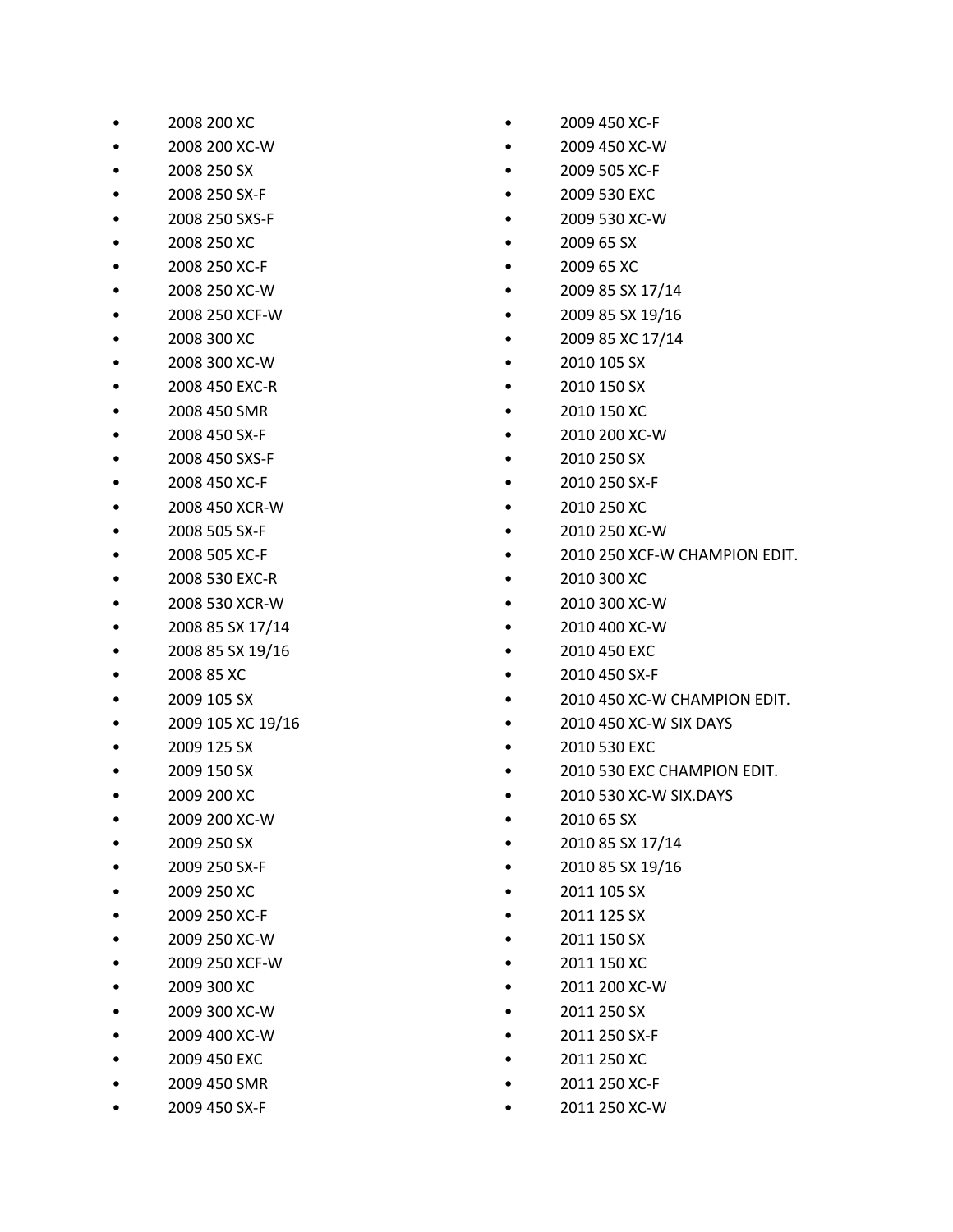- 2008 200 XC
- 2008 200 XC-W
- 2008 250 SX
- 2008 250 SX-F
- 2008 250 SXS-F
- 2008 250 XC
- 2008 250 XC-F
- 2008 250 XC-W
- 2008 250 XCF-W
- 2008 300 XC
- 2008 300 XC-W
- 2008 450 EXC-R
- 2008 450 SMR
- 2008 450 SX-F
- 2008 450 SXS-F
- 2008 450 XC-F
- 2008 450 XCR-W
- 2008 505 SX-F
- 2008 505 XC-F
- 2008 530 EXC-R
- 2008 530 XCR-W
- 2008 85 SX 17/14
- 2008 85 SX 19/16
- 2008 85 XC
- 2009 105 SX
- 2009 105 XC 19/16
- 2009 125 SX
- 2009 150 SX
- 2009 200 XC
- 2009 200 XC-W
- 2009 250 SX
- 2009 250 SX-F
- 2009 250 XC
- 2009 250 XC-F
- 2009 250 XC-W
- 2009 250 XCF-W
- 2009 300 XC
- 2009 300 XC-W
- 2009 400 XC-W
- 2009 450 EXC
- 2009 450 SMR
- 2009 450 SX-F
- 2009 450 XC-F
- 2009 450 XC-W
- 2009 505 XC-F
- 2009 530 EXC
- 2009 530 XC-W
- 2009 65 SX
- 2009 65 XC
- 2009 85 SX 17/14
- 2009 85 SX 19/16
- 2009 85 XC 17/14
- 2010 105 SX
- 2010 150 SX
- 2010 150 XC
- 2010 200 XC-W
- 2010 250 SX
- 2010 250 SX-F
- 2010 250 XC
- 2010 250 XC-W
- 2010 250 XCF-W CHAMPION EDIT.
- 2010 300 XC
- 2010 300 XC-W
- 2010 400 XC-W
- 2010 450 EXC
- 2010 450 SX-F
- 2010 450 XC-W CHAMPION EDIT.
- 2010 450 XC-W SIX DAYS
- 2010 530 EXC
- 2010 530 EXC CHAMPION EDIT.
- 2010 530 XC-W SIX.DAYS
- 2010 65 SX
- 2010 85 SX 17/14
- 2010 85 SX 19/16
- 2011 105 SX
- 2011 125 SX
- 2011 150 SX
- 2011 150 XC
- 2011 200 XC-W
- 2011 250 SX
- 2011 250 SX-F
- 2011 250 XC
- 2011 250 XC-F
- 2011 250 XC-W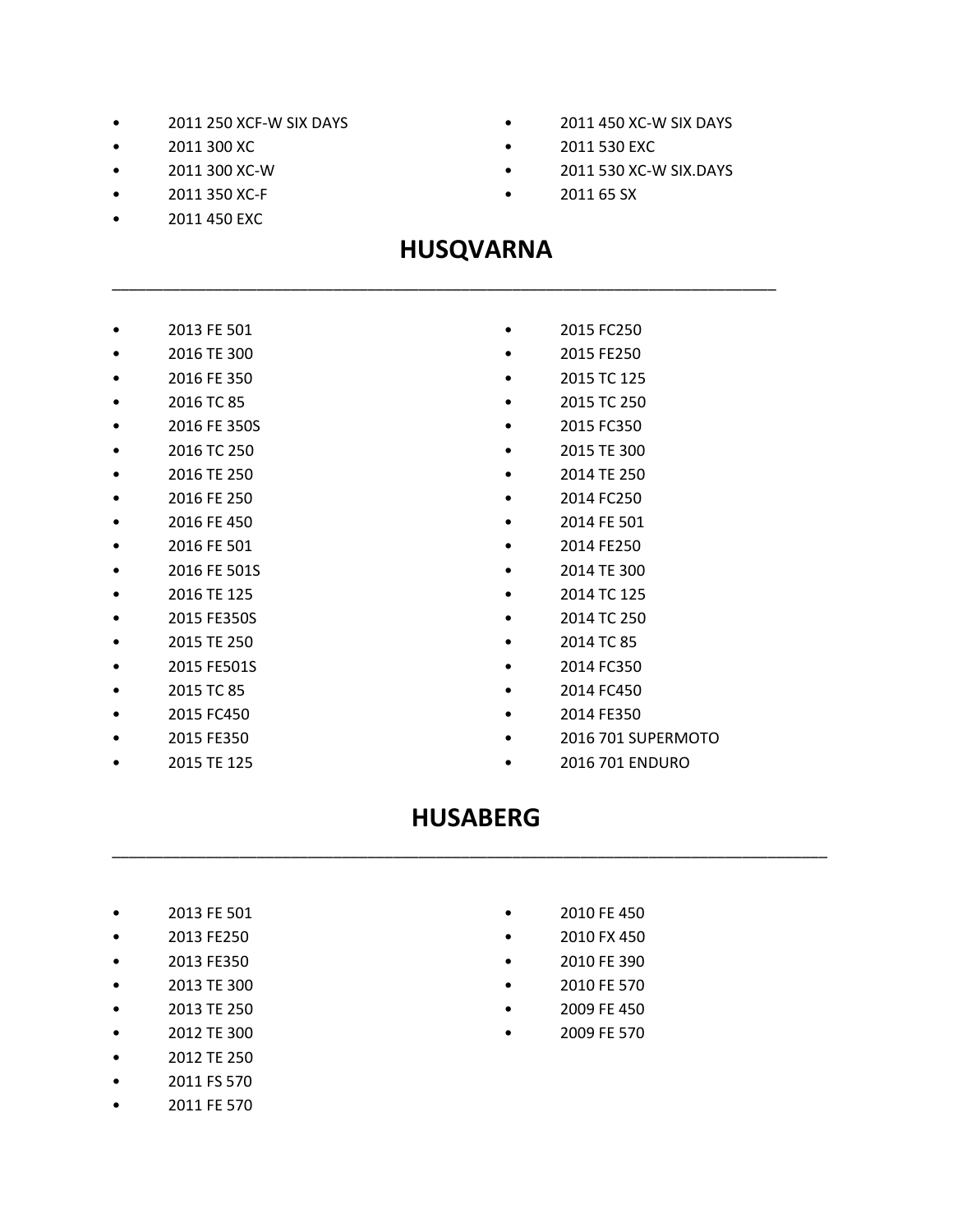- 2011 250 XCF-W SIX DAYS
- 2011 300 XC
- 2011 300 XC-W
- 2011 350 XC-F
- 2011 450 EXC
- 2011 450 XC-W SIX DAYS
- 2011 530 EXC
- 2011 530 XC-W SIX.DAYS
- 2011 65 SX

## HUSQVARNA

---

- 2013 FE 501
- 2016 TE 300
- 2016 FE 350
- 2016 TC 85
- 2016 FE 350S
- 2016 TC 250
- 2016 TE 250
- 2016 FE 250
- 2016 FE 450
- 2016 FE 501
- 2016 FE 501S
- 2016 TE 125
- 2015 FE350S
- 2015 TE 250
- 2015 FE501S
- 2015 TC 85
- 2015 FC450
- 2015 FE350
- 2015 TE 125
- 2015 FC250
- 2015 FE250
- 2015 TC 125
- 2015 TC 250
- 2015 FC350
- 2015 TE 300
- 2014 TE 250
- 2014 FC250
- 2014 FE 501
- 2014 FE250
- 2014 TE 300
- 2014 TC 125
- 2014 TC 250
- 2014 TC 85
- 2014 FC350
- 2014 FC450
- 2014 FE350
- 2016 701 SUPERMOTO
- 2016 701 ENDURO

## HUSABERG

---

- 2013 FE 501
- 2013 FE250
- 2013 FE350
- 2013 TE 300
- 2013 TE 250
- 2012 TE 300
- 2012 TE 250
- 2011 FS 570
- 2011 FE 570
- 2010 FE 450
- 2010 FX 450
- 2010 FE 390
- 2010 FE 570
- 2009 FE 450
- 2009 FE 570